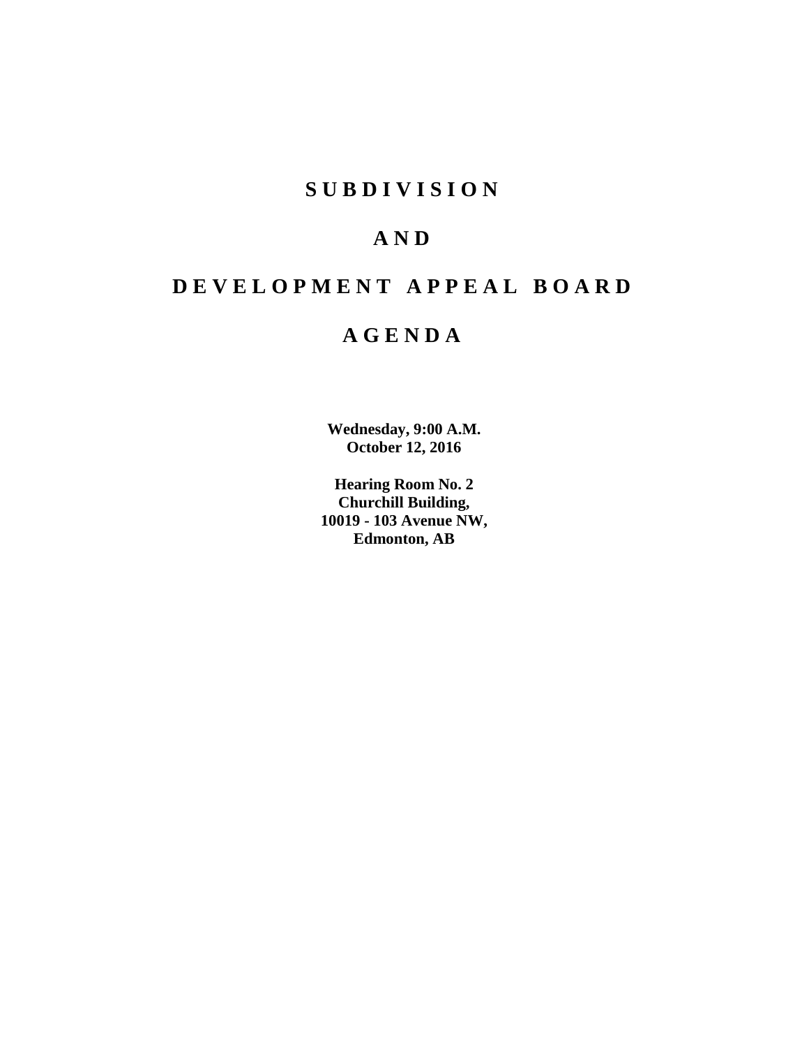# SUBDIVISION

# AND

# DEVELOPMENT APPEAL BOARD

# AGENDA

**Wednesday, 9:00 A.M.**
**October 12, 2016**

**Hearing Room No. 2**
**Churchill Building,**
**10019 - 103 Avenue NW,**
**Edmonton, AB**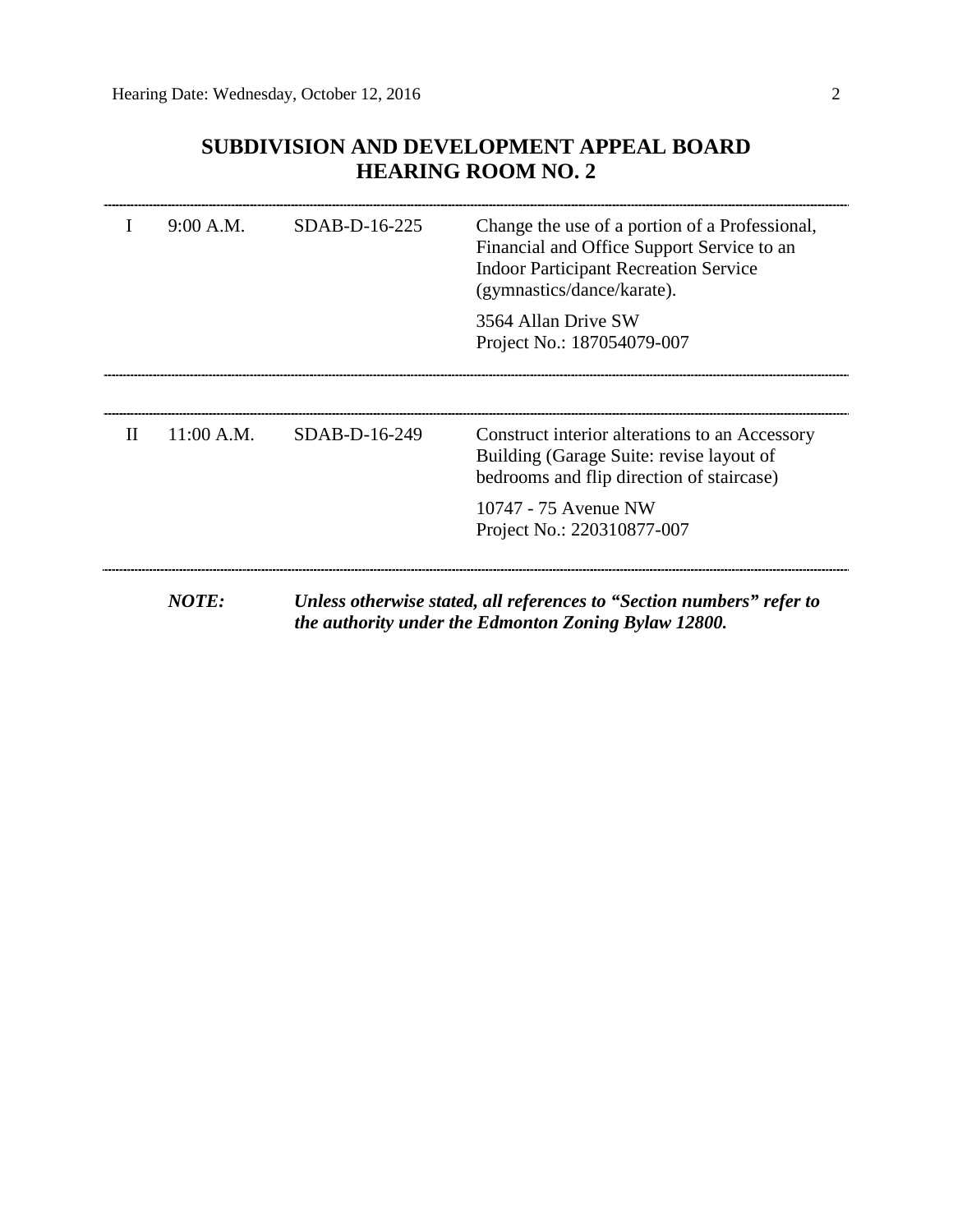## SUBDIVISION AND DEVELOPMENT APPEAL BOARD
## HEARING ROOM NO. 2

---

| | | | |
|---|---|---|---|
| I | 9:00 A.M. | SDAB-D-16-225 | Change the use of a portion of a Professional, Financial and Office Support Service to an Indoor Participant Recreation Service (gymnastics/dance/karate).<br><br>3564 Allan Drive SW<br>Project No.: 187054079-007 |

---

---

| | | | |
|---|---|---|---|
| II | 11:00 A.M. | SDAB-D-16-249 | Construct interior alterations to an Accessory Building (Garage Suite: revise layout of bedrooms and flip direction of staircase)<br><br>10747 - 75 Avenue NW<br>Project No.: 220310877-007 |

---

***NOTE:*** ***Unless otherwise stated, all references to "Section numbers" refer to the authority under the Edmonton Zoning Bylaw 12800.***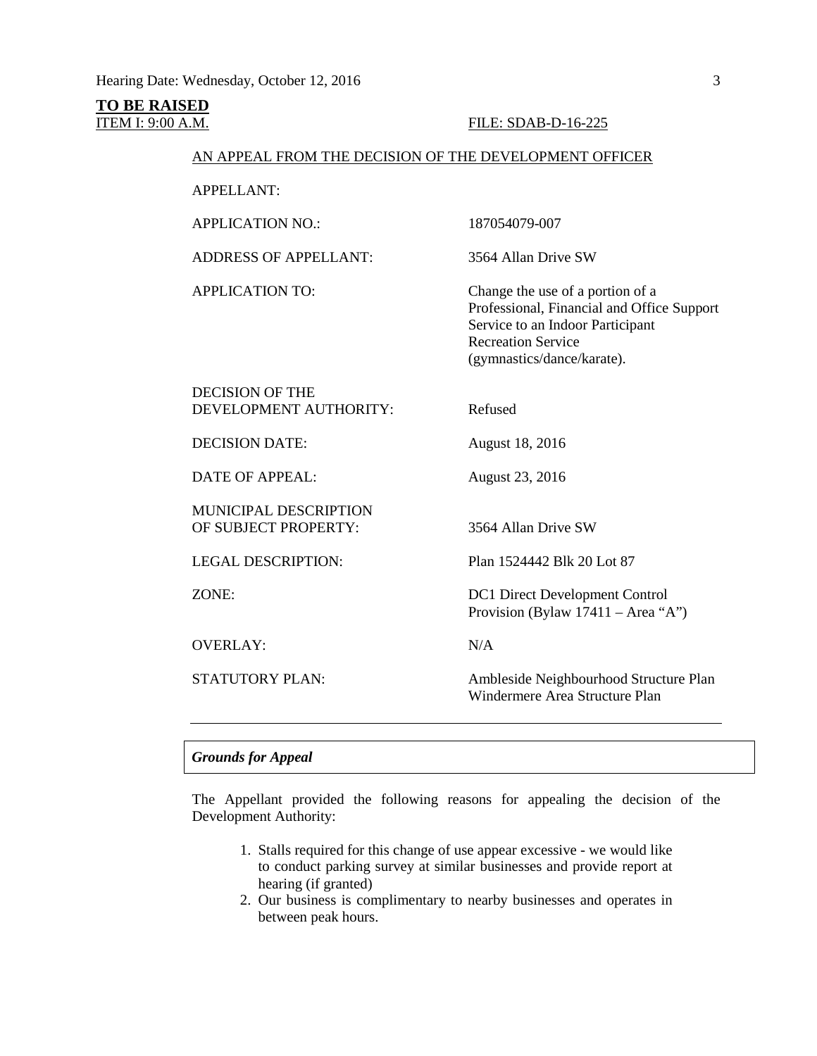**TO BE RAISED**

ITEM I: 9:00 A.M. FILE: SDAB-D-16-225

AN APPEAL FROM THE DECISION OF THE DEVELOPMENT OFFICER

| | |
|---|---|
| APPELLANT: | |
| APPLICATION NO.: | 187054079-007 |
| ADDRESS OF APPELLANT: | 3564 Allan Drive SW |
| APPLICATION TO: | Change the use of a portion of a Professional, Financial and Office Support Service to an Indoor Participant Recreation Service (gymnastics/dance/karate). |
| DECISION OF THE DEVELOPMENT AUTHORITY: | Refused |
| DECISION DATE: | August 18, 2016 |
| DATE OF APPEAL: | August 23, 2016 |
| MUNICIPAL DESCRIPTION OF SUBJECT PROPERTY: | 3564 Allan Drive SW |
| LEGAL DESCRIPTION: | Plan 1524442 Blk 20 Lot 87 |
| ZONE: | DC1 Direct Development Control Provision (Bylaw 17411 – Area "A") |
| OVERLAY: | N/A |
| STATUTORY PLAN: | Ambleside Neighbourhood Structure Plan Windermere Area Structure Plan |

***Grounds for Appeal***

The Appellant provided the following reasons for appealing the decision of the Development Authority:

1. Stalls required for this change of use appear excessive - we would like to conduct parking survey at similar businesses and provide report at hearing (if granted)
2. Our business is complimentary to nearby businesses and operates in between peak hours.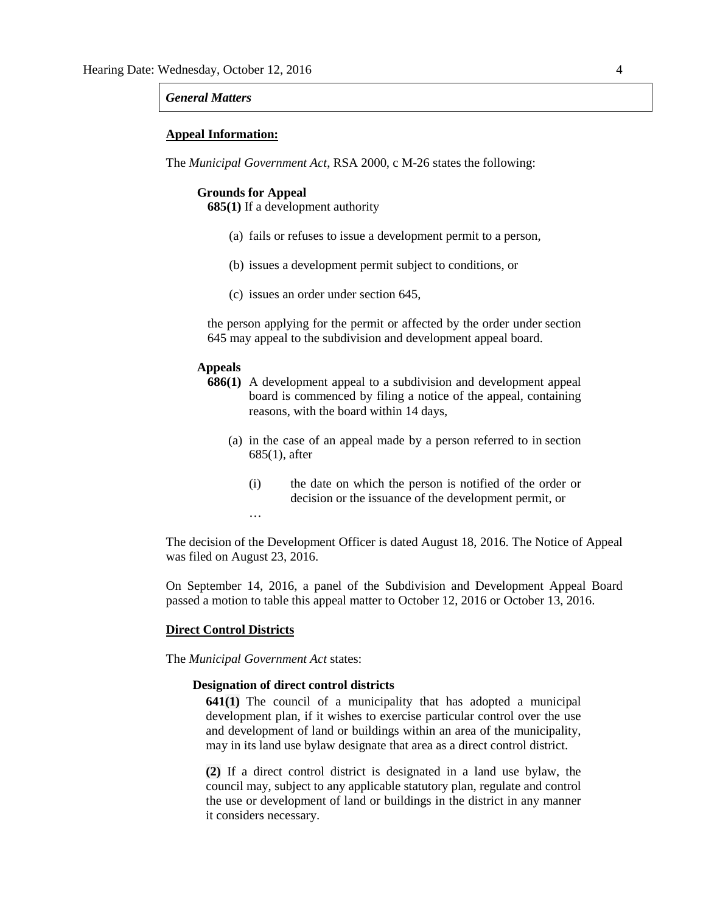*General Matters*

**Appeal Information:**

The *Municipal Government Act*, RSA 2000, c M-26 states the following:

**Grounds for Appeal**

**685(1)** If a development authority

(a) fails or refuses to issue a development permit to a person,

(b) issues a development permit subject to conditions, or

(c) issues an order under section 645,

the person applying for the permit or affected by the order under section 645 may appeal to the subdivision and development appeal board.

**Appeals**

**686(1)** A development appeal to a subdivision and development appeal board is commenced by filing a notice of the appeal, containing reasons, with the board within 14 days,

(a) in the case of an appeal made by a person referred to in section 685(1), after

(i) the date on which the person is notified of the order or decision or the issuance of the development permit, or

…

The decision of the Development Officer is dated August 18, 2016. The Notice of Appeal was filed on August 23, 2016.

On September 14, 2016, a panel of the Subdivision and Development Appeal Board passed a motion to table this appeal matter to October 12, 2016 or October 13, 2016.

**Direct Control Districts**

The *Municipal Government Act* states:

**Designation of direct control districts**

**641(1)** The council of a municipality that has adopted a municipal development plan, if it wishes to exercise particular control over the use and development of land or buildings within an area of the municipality, may in its land use bylaw designate that area as a direct control district.

**(2)** If a direct control district is designated in a land use bylaw, the council may, subject to any applicable statutory plan, regulate and control the use or development of land or buildings in the district in any manner it considers necessary.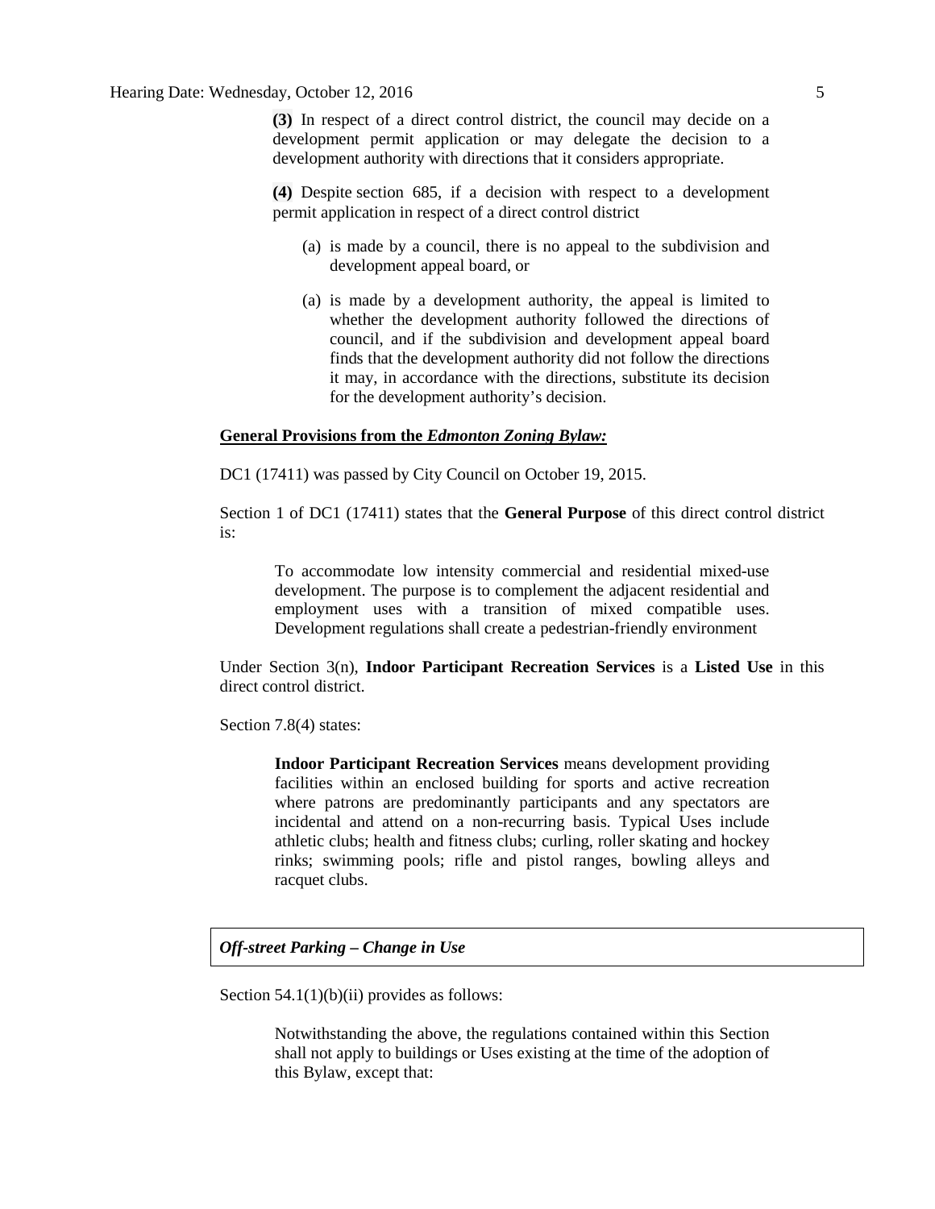**(3)** In respect of a direct control district, the council may decide on a development permit application or may delegate the decision to a development authority with directions that it considers appropriate.

**(4)** Despite section 685, if a decision with respect to a development permit application in respect of a direct control district

(a) is made by a council, there is no appeal to the subdivision and development appeal board, or

(a) is made by a development authority, the appeal is limited to whether the development authority followed the directions of council, and if the subdivision and development appeal board finds that the development authority did not follow the directions it may, in accordance with the directions, substitute its decision for the development authority's decision.

**General Provisions from the *Edmonton Zoning Bylaw:***

DC1 (17411) was passed by City Council on October 19, 2015.

Section 1 of DC1 (17411) states that the **General Purpose** of this direct control district is:

> To accommodate low intensity commercial and residential mixed-use development. The purpose is to complement the adjacent residential and employment uses with a transition of mixed compatible uses. Development regulations shall create a pedestrian-friendly environment

Under Section 3(n), **Indoor Participant Recreation Services** is a **Listed Use** in this direct control district.

Section 7.8(4) states:

> **Indoor Participant Recreation Services** means development providing facilities within an enclosed building for sports and active recreation where patrons are predominantly participants and any spectators are incidental and attend on a non-recurring basis. Typical Uses include athletic clubs; health and fitness clubs; curling, roller skating and hockey rinks; swimming pools; rifle and pistol ranges, bowling alleys and racquet clubs.

***Off-street Parking – Change in Use***

Section 54.1(1)(b)(ii) provides as follows:

> Notwithstanding the above, the regulations contained within this Section shall not apply to buildings or Uses existing at the time of the adoption of this Bylaw, except that: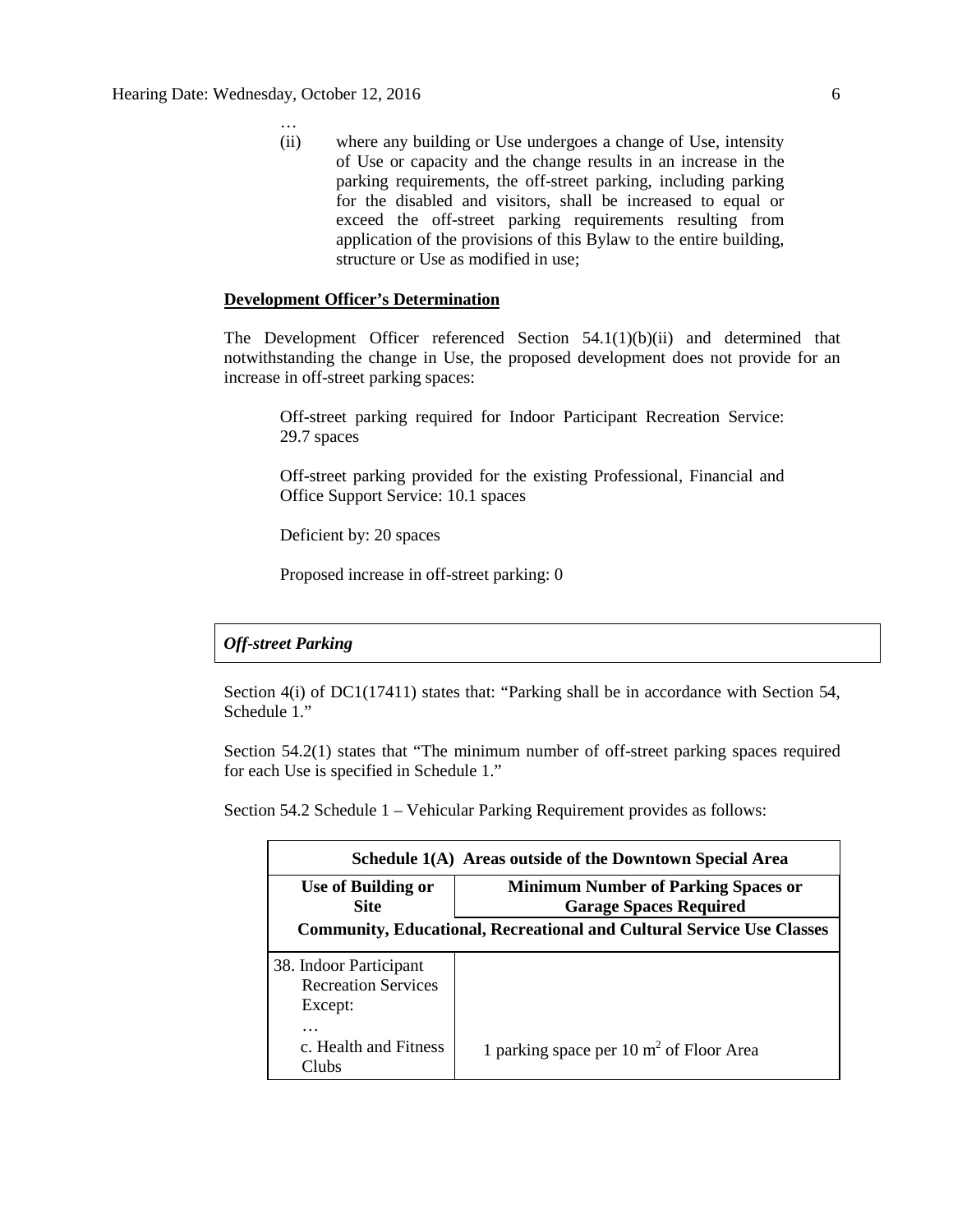…

(ii) where any building or Use undergoes a change of Use, intensity of Use or capacity and the change results in an increase in the parking requirements, the off-street parking, including parking for the disabled and visitors, shall be increased to equal or exceed the off-street parking requirements resulting from application of the provisions of this Bylaw to the entire building, structure or Use as modified in use;

**Development Officer's Determination**

The Development Officer referenced Section 54.1(1)(b)(ii) and determined that notwithstanding the change in Use, the proposed development does not provide for an increase in off-street parking spaces:

> Off-street parking required for Indoor Participant Recreation Service: 29.7 spaces
>
> Off-street parking provided for the existing Professional, Financial and Office Support Service: 10.1 spaces
>
> Deficient by: 20 spaces
>
> Proposed increase in off-street parking: 0

***Off-street Parking***

Section 4(i) of DC1(17411) states that: "Parking shall be in accordance with Section 54, Schedule 1."

Section 54.2(1) states that "The minimum number of off-street parking spaces required for each Use is specified in Schedule 1."

Section 54.2 Schedule 1 – Vehicular Parking Requirement provides as follows:

| **Schedule 1(A) Areas outside of the Downtown Special Area** | |
|---|---|
| **Use of Building or Site** | **Minimum Number of Parking Spaces or Garage Spaces Required** |
| **Community, Educational, Recreational and Cultural Service Use Classes** | |
| 38. Indoor Participant Recreation Services Except: … c. Health and Fitness Clubs | 1 parking space per 10 $m^2$ of Floor Area |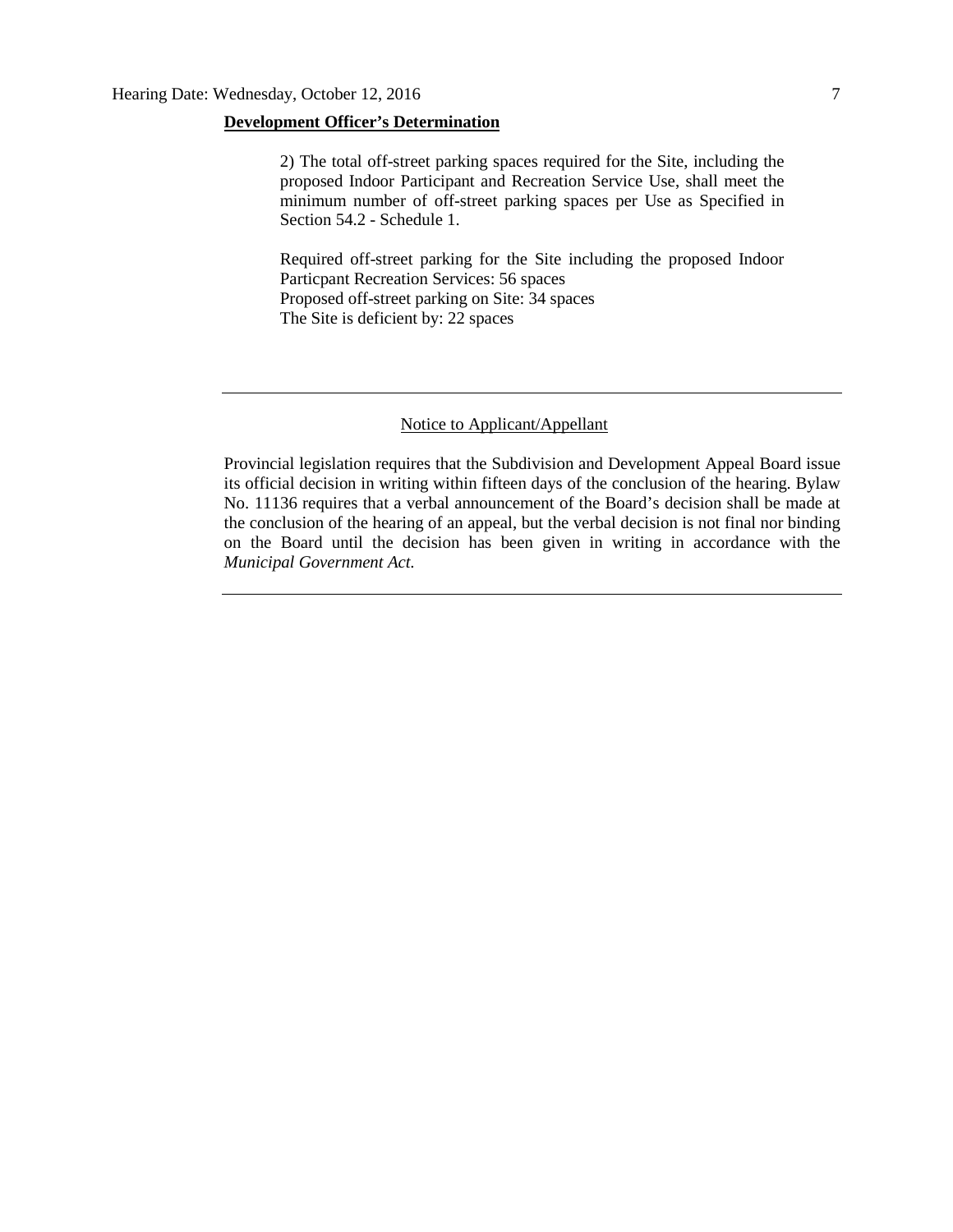**Development Officer's Determination**

2) The total off-street parking spaces required for the Site, including the proposed Indoor Participant and Recreation Service Use, shall meet the minimum number of off-street parking spaces per Use as Specified in Section 54.2 - Schedule 1.

Required off-street parking for the Site including the proposed Indoor Particpant Recreation Services: 56 spaces
Proposed off-street parking on Site: 34 spaces
The Site is deficient by: 22 spaces

---

Notice to Applicant/Appellant

Provincial legislation requires that the Subdivision and Development Appeal Board issue its official decision in writing within fifteen days of the conclusion of the hearing. Bylaw No. 11136 requires that a verbal announcement of the Board's decision shall be made at the conclusion of the hearing of an appeal, but the verbal decision is not final nor binding on the Board until the decision has been given in writing in accordance with the *Municipal Government Act.*

---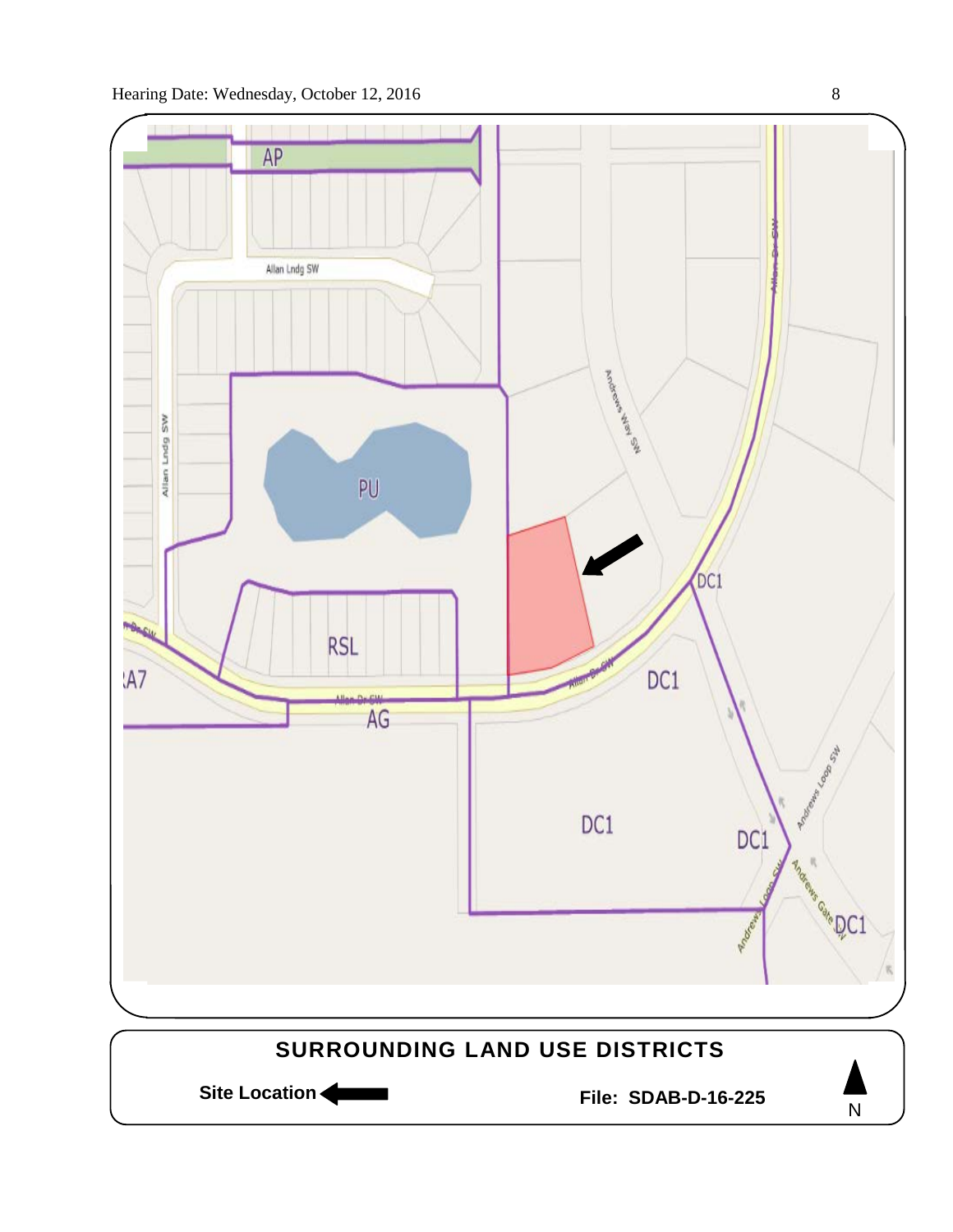AP

Allan Lndg SW

Allan Lndg SW

PU

Andrews Way SW

Allan Dr SW

DC1

RSL

A7

Allan Dr SW

AG

Allan Dr SW

DC1

DC1

DC1

Andrews Loop SW

Andrews Loop SW

Andrews Gate SW

DC1

## SURROUNDING LAND USE DISTRICTS

**Site Location** ←

**File: SDAB-D-16-225**

N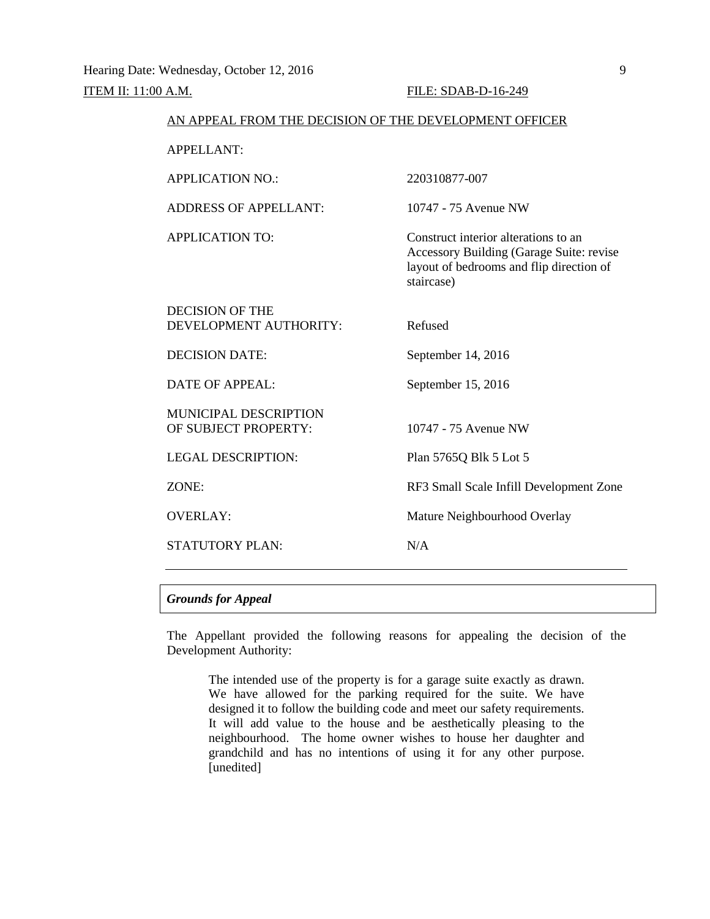Hearing Date: Wednesday, October 12, 2016

ITEM II: 11:00 A.M. FILE: SDAB-D-16-249

AN APPEAL FROM THE DECISION OF THE DEVELOPMENT OFFICER

| | |
|---|---|
| APPELLANT: | |
| APPLICATION NO.: | 220310877-007 |
| ADDRESS OF APPELLANT: | 10747 - 75 Avenue NW |
| APPLICATION TO: | Construct interior alterations to an Accessory Building (Garage Suite: revise layout of bedrooms and flip direction of staircase) |
| DECISION OF THE DEVELOPMENT AUTHORITY: | Refused |
| DECISION DATE: | September 14, 2016 |
| DATE OF APPEAL: | September 15, 2016 |
| MUNICIPAL DESCRIPTION OF SUBJECT PROPERTY: | 10747 - 75 Avenue NW |
| LEGAL DESCRIPTION: | Plan 5765Q Blk 5 Lot 5 |
| ZONE: | RF3 Small Scale Infill Development Zone |
| OVERLAY: | Mature Neighbourhood Overlay |
| STATUTORY PLAN: | N/A |

---

***Grounds for Appeal***

The Appellant provided the following reasons for appealing the decision of the Development Authority:

> The intended use of the property is for a garage suite exactly as drawn. We have allowed for the parking required for the suite. We have designed it to follow the building code and meet our safety requirements. It will add value to the house and be aesthetically pleasing to the neighbourhood. The home owner wishes to house her daughter and grandchild and has no intentions of using it for any other purpose. [unedited]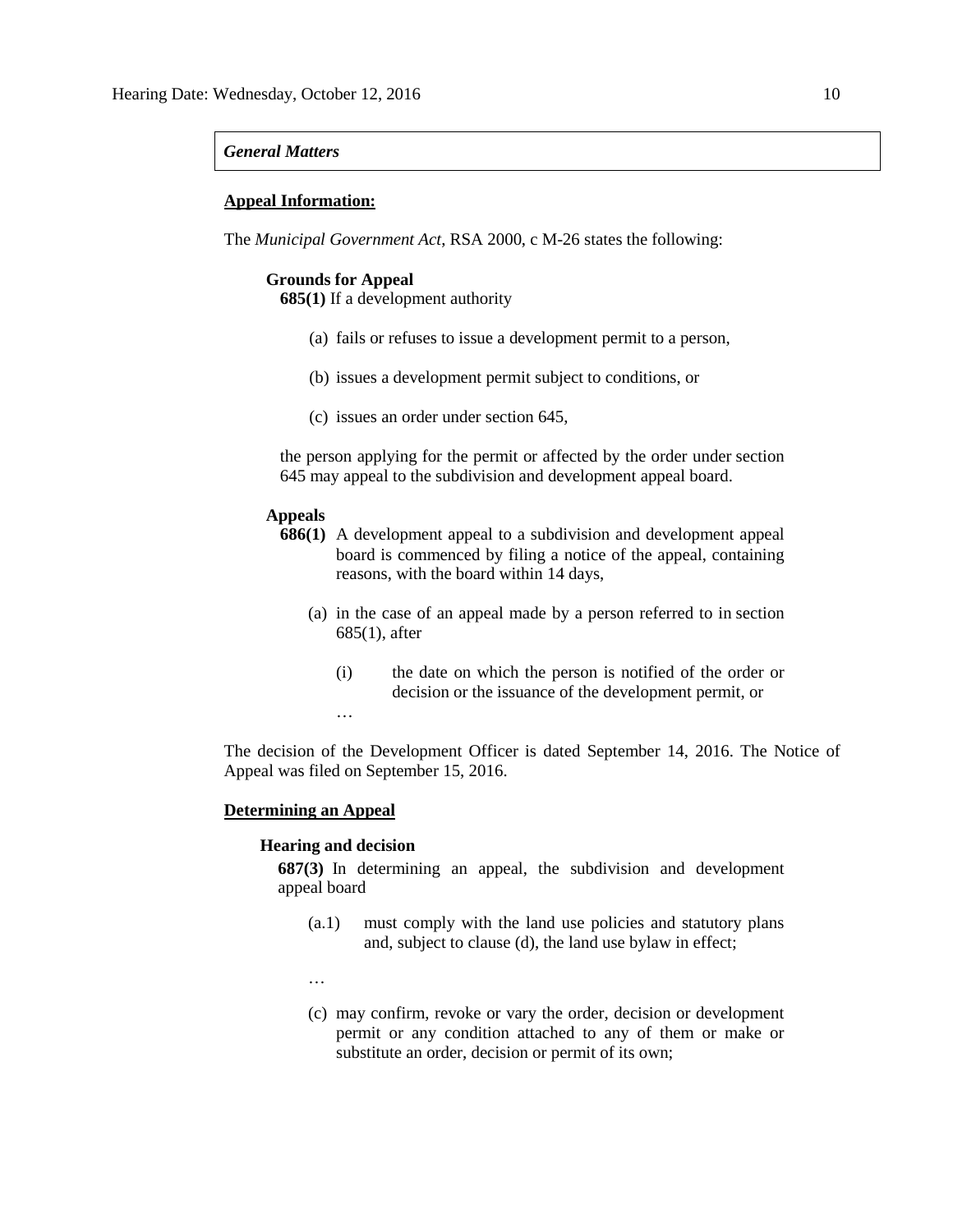*General Matters*

**Appeal Information:**

The *Municipal Government Act*, RSA 2000, c M-26 states the following:

**Grounds for Appeal**

**685(1)** If a development authority

(a) fails or refuses to issue a development permit to a person,

(b) issues a development permit subject to conditions, or

(c) issues an order under section 645,

the person applying for the permit or affected by the order under section 645 may appeal to the subdivision and development appeal board.

**Appeals**

**686(1)** A development appeal to a subdivision and development appeal board is commenced by filing a notice of the appeal, containing reasons, with the board within 14 days,

(a) in the case of an appeal made by a person referred to in section 685(1), after

(i) the date on which the person is notified of the order or decision or the issuance of the development permit, or

…

The decision of the Development Officer is dated September 14, 2016. The Notice of Appeal was filed on September 15, 2016.

**Determining an Appeal**

**Hearing and decision**

**687(3)** In determining an appeal, the subdivision and development appeal board

(a.1) must comply with the land use policies and statutory plans and, subject to clause (d), the land use bylaw in effect;

…

(c) may confirm, revoke or vary the order, decision or development permit or any condition attached to any of them or make or substitute an order, decision or permit of its own;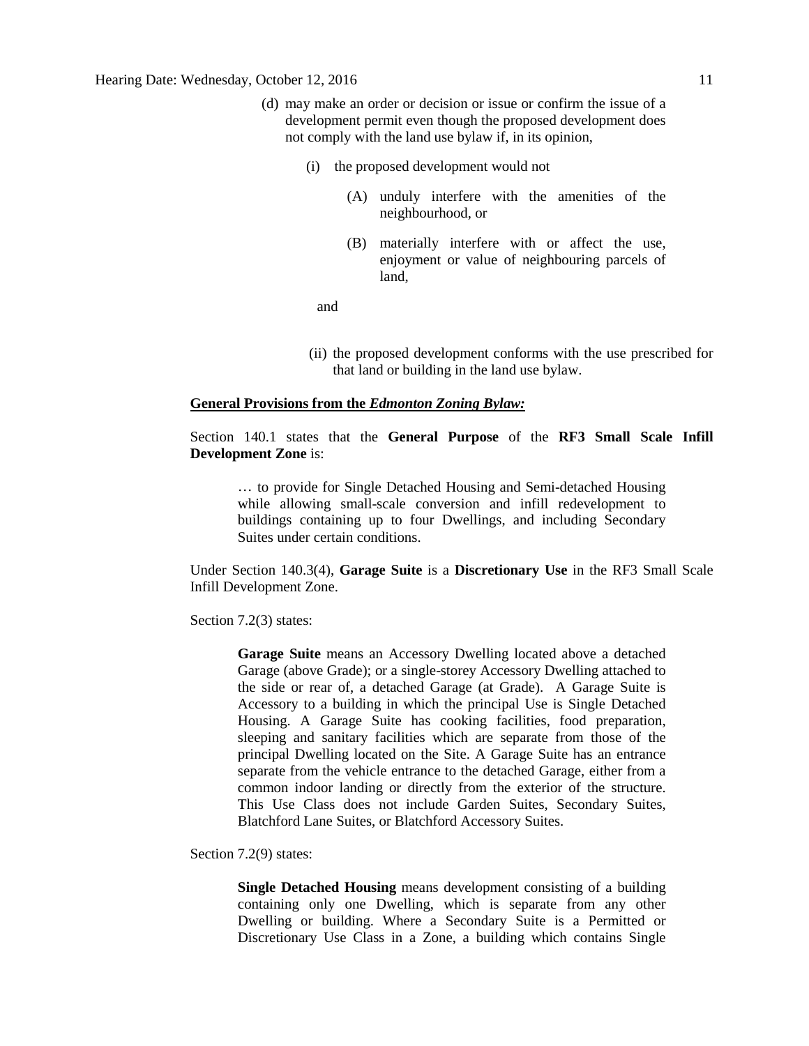(d) may make an order or decision or issue or confirm the issue of a development permit even though the proposed development does not comply with the land use bylaw if, in its opinion,

(i) the proposed development would not

(A) unduly interfere with the amenities of the neighbourhood, or

(B) materially interfere with or affect the use, enjoyment or value of neighbouring parcels of land,

and

(ii) the proposed development conforms with the use prescribed for that land or building in the land use bylaw.

**General Provisions from the *Edmonton Zoning Bylaw:***

Section 140.1 states that the **General Purpose** of the **RF3 Small Scale Infill Development Zone** is:

> … to provide for Single Detached Housing and Semi-detached Housing while allowing small-scale conversion and infill redevelopment to buildings containing up to four Dwellings, and including Secondary Suites under certain conditions.

Under Section 140.3(4), **Garage Suite** is a **Discretionary Use** in the RF3 Small Scale Infill Development Zone.

Section 7.2(3) states:

> **Garage Suite** means an Accessory Dwelling located above a detached Garage (above Grade); or a single-storey Accessory Dwelling attached to the side or rear of, a detached Garage (at Grade). A Garage Suite is Accessory to a building in which the principal Use is Single Detached Housing. A Garage Suite has cooking facilities, food preparation, sleeping and sanitary facilities which are separate from those of the principal Dwelling located on the Site. A Garage Suite has an entrance separate from the vehicle entrance to the detached Garage, either from a common indoor landing or directly from the exterior of the structure. This Use Class does not include Garden Suites, Secondary Suites, Blatchford Lane Suites, or Blatchford Accessory Suites.

Section 7.2(9) states:

> **Single Detached Housing** means development consisting of a building containing only one Dwelling, which is separate from any other Dwelling or building. Where a Secondary Suite is a Permitted or Discretionary Use Class in a Zone, a building which contains Single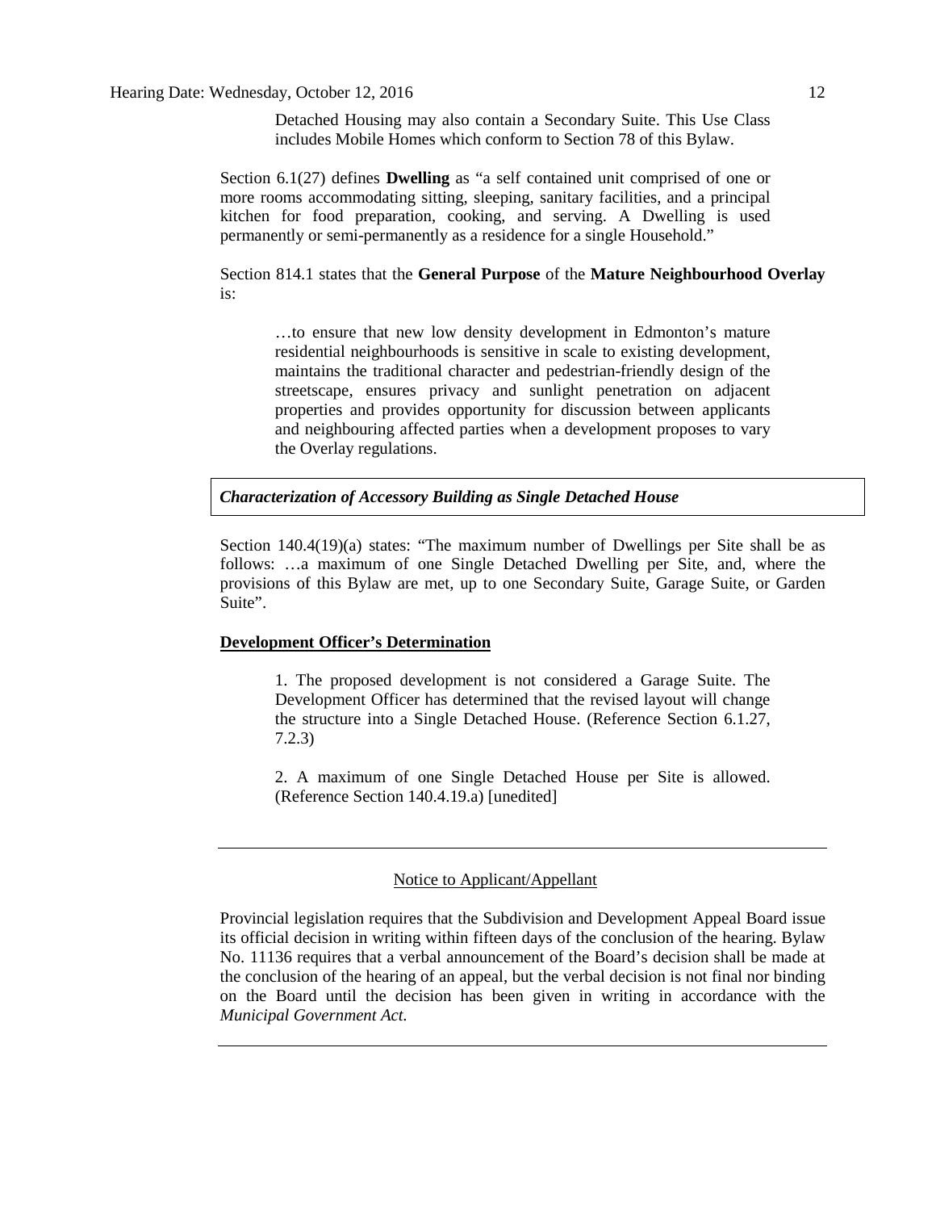> Detached Housing may also contain a Secondary Suite. This Use Class includes Mobile Homes which conform to Section 78 of this Bylaw.

Section 6.1(27) defines **Dwelling** as "a self contained unit comprised of one or more rooms accommodating sitting, sleeping, sanitary facilities, and a principal kitchen for food preparation, cooking, and serving. A Dwelling is used permanently or semi-permanently as a residence for a single Household."

Section 814.1 states that the **General Purpose** of the **Mature Neighbourhood Overlay** is:

> …to ensure that new low density development in Edmonton's mature residential neighbourhoods is sensitive in scale to existing development, maintains the traditional character and pedestrian-friendly design of the streetscape, ensures privacy and sunlight penetration on adjacent properties and provides opportunity for discussion between applicants and neighbouring affected parties when a development proposes to vary the Overlay regulations.

***Characterization of Accessory Building as Single Detached House***

Section 140.4(19)(a) states: "The maximum number of Dwellings per Site shall be as follows: …a maximum of one Single Detached Dwelling per Site, and, where the provisions of this Bylaw are met, up to one Secondary Suite, Garage Suite, or Garden Suite".

**Development Officer's Determination**

> 1. The proposed development is not considered a Garage Suite. The Development Officer has determined that the revised layout will change the structure into a Single Detached House. (Reference Section 6.1.27, 7.2.3)
>
> 2. A maximum of one Single Detached House per Site is allowed. (Reference Section 140.4.19.a) [unedited]

---

Notice to Applicant/Appellant

Provincial legislation requires that the Subdivision and Development Appeal Board issue its official decision in writing within fifteen days of the conclusion of the hearing. Bylaw No. 11136 requires that a verbal announcement of the Board's decision shall be made at the conclusion of the hearing of an appeal, but the verbal decision is not final nor binding on the Board until the decision has been given in writing in accordance with the *Municipal Government Act*.

---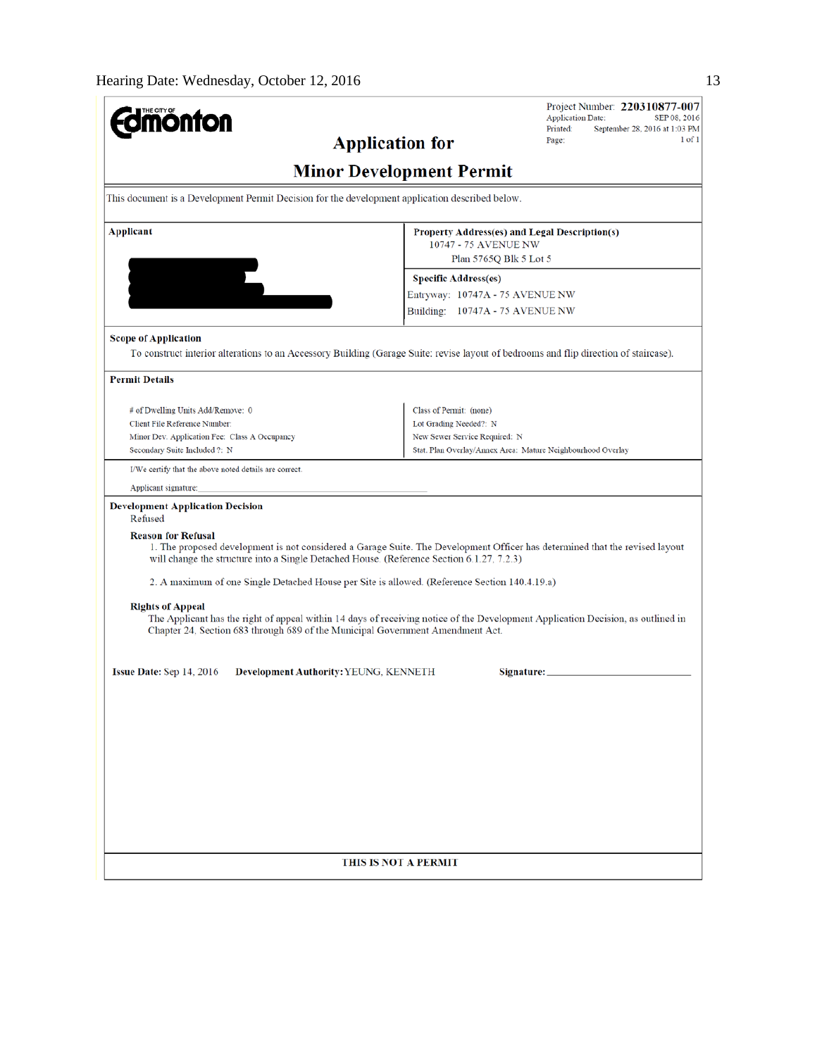Hearing Date: Wednesday, October 12, 2016

**THE CITY OF Edmonton**

Project Number: **220310877-007**
Application Date: SEP 08, 2016
Printed: September 28, 2016 at 1:03 PM
Page: 1 of 1

# Application for

# Minor Development Permit

This document is a Development Permit Decision for the development application described below.

**Applicant**

**Property Address(es) and Legal Description(s)**
10747 - 75 AVENUE NW
Plan 5765Q Blk 5 Lot 5

**Specific Address(es)**
Entryway: 10747A - 75 AVENUE NW
Building: 10747A - 75 AVENUE NW

**Scope of Application**
To construct interior alterations to an Accessory Building (Garage Suite: revise layout of bedrooms and flip direction of staircase).

**Permit Details**

| | |
|---|---|
| # of Dwelling Units Add/Remove: 0 | Class of Permit: (none) |
| Client File Reference Number: | Lot Grading Needed?: N |
| Minor Dev. Application Fee: Class A Occupancy | New Sewer Service Required: N |
| Secondary Suite Included ?: N | Stat. Plan Overlay/Annex Area: Mature Neighbourhood Overlay |

I/We certify that the above noted details are correct.

Applicant signature:

**Development Application Decision**
Refused

**Reason for Refusal**

1. The proposed development is not considered a Garage Suite. The Development Officer has determined that the revised layout will change the structure into a Single Detached House. (Reference Section 6.1.27, 7.2.3)

2. A maximum of one Single Detached House per Site is allowed. (Reference Section 140.4.19.a)

**Rights of Appeal**
The Applicant has the right of appeal within 14 days of receiving notice of the Development Application Decision, as outlined in Chapter 24, Section 683 through 689 of the Municipal Government Amendment Act.

**Issue Date:** Sep 14, 2016 **Development Authority:** YEUNG, KENNETH **Signature:**

**THIS IS NOT A PERMIT**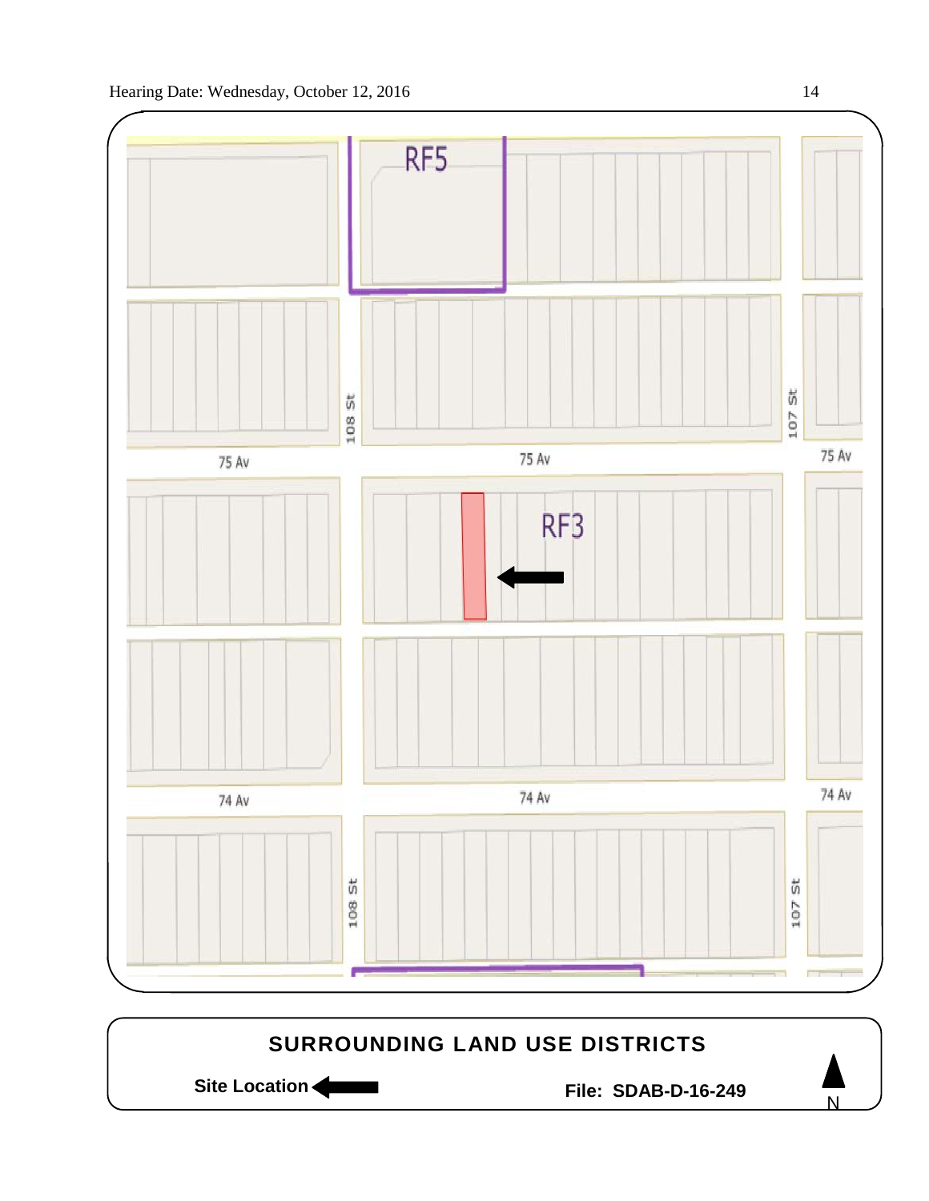## SURROUNDING LAND USE DISTRICTS

**Site Location** ◄

**File: SDAB-D-16-249**

N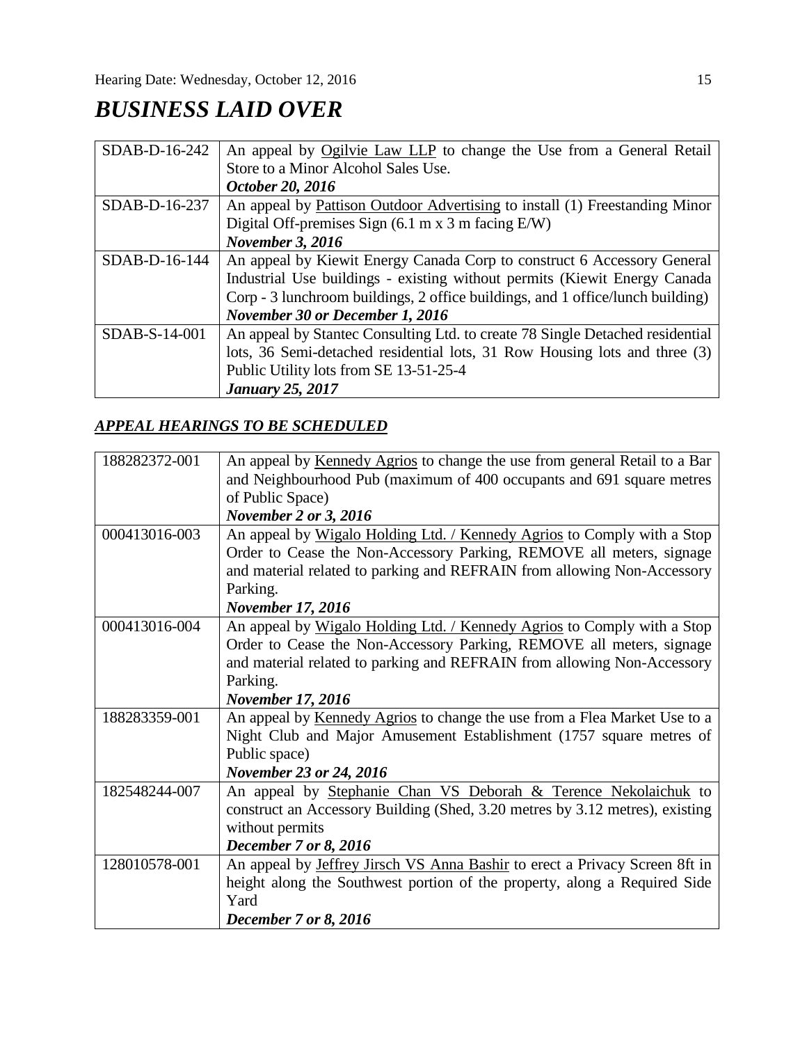# BUSINESS LAID OVER

| | |
|---|---|
| SDAB-D-16-242 | An appeal by Ogilvie Law LLP to change the Use from a General Retail Store to a Minor Alcohol Sales Use. ***October 20, 2016*** |
| SDAB-D-16-237 | An appeal by Pattison Outdoor Advertising to install (1) Freestanding Minor Digital Off-premises Sign (6.1 m x 3 m facing E/W) ***November 3, 2016*** |
| SDAB-D-16-144 | An appeal by Kiewit Energy Canada Corp to construct 6 Accessory General Industrial Use buildings - existing without permits (Kiewit Energy Canada Corp - 3 lunchroom buildings, 2 office buildings, and 1 office/lunch building) ***November 30 or December 1, 2016*** |
| SDAB-S-14-001 | An appeal by Stantec Consulting Ltd. to create 78 Single Detached residential lots, 36 Semi-detached residential lots, 31 Row Housing lots and three (3) Public Utility lots from SE 13-51-25-4 ***January 25, 2017*** |

## ***APPEAL HEARINGS TO BE SCHEDULED***

| | |
|---|---|
| 188282372-001 | An appeal by Kennedy Agrios to change the use from general Retail to a Bar and Neighbourhood Pub (maximum of 400 occupants and 691 square metres of Public Space) ***November 2 or 3, 2016*** |
| 000413016-003 | An appeal by Wigalo Holding Ltd. / Kennedy Agrios to Comply with a Stop Order to Cease the Non-Accessory Parking, REMOVE all meters, signage and material related to parking and REFRAIN from allowing Non-Accessory Parking. ***November 17, 2016*** |
| 000413016-004 | An appeal by Wigalo Holding Ltd. / Kennedy Agrios to Comply with a Stop Order to Cease the Non-Accessory Parking, REMOVE all meters, signage and material related to parking and REFRAIN from allowing Non-Accessory Parking. ***November 17, 2016*** |
| 188283359-001 | An appeal by Kennedy Agrios to change the use from a Flea Market Use to a Night Club and Major Amusement Establishment (1757 square metres of Public space) ***November 23 or 24, 2016*** |
| 182548244-007 | An appeal by Stephanie Chan VS Deborah & Terence Nekolaichuk to construct an Accessory Building (Shed, 3.20 metres by 3.12 metres), existing without permits ***December 7 or 8, 2016*** |
| 128010578-001 | An appeal by Jeffrey Jirsch VS Anna Bashir to erect a Privacy Screen 8ft in height along the Southwest portion of the property, along a Required Side Yard ***December 7 or 8, 2016*** |